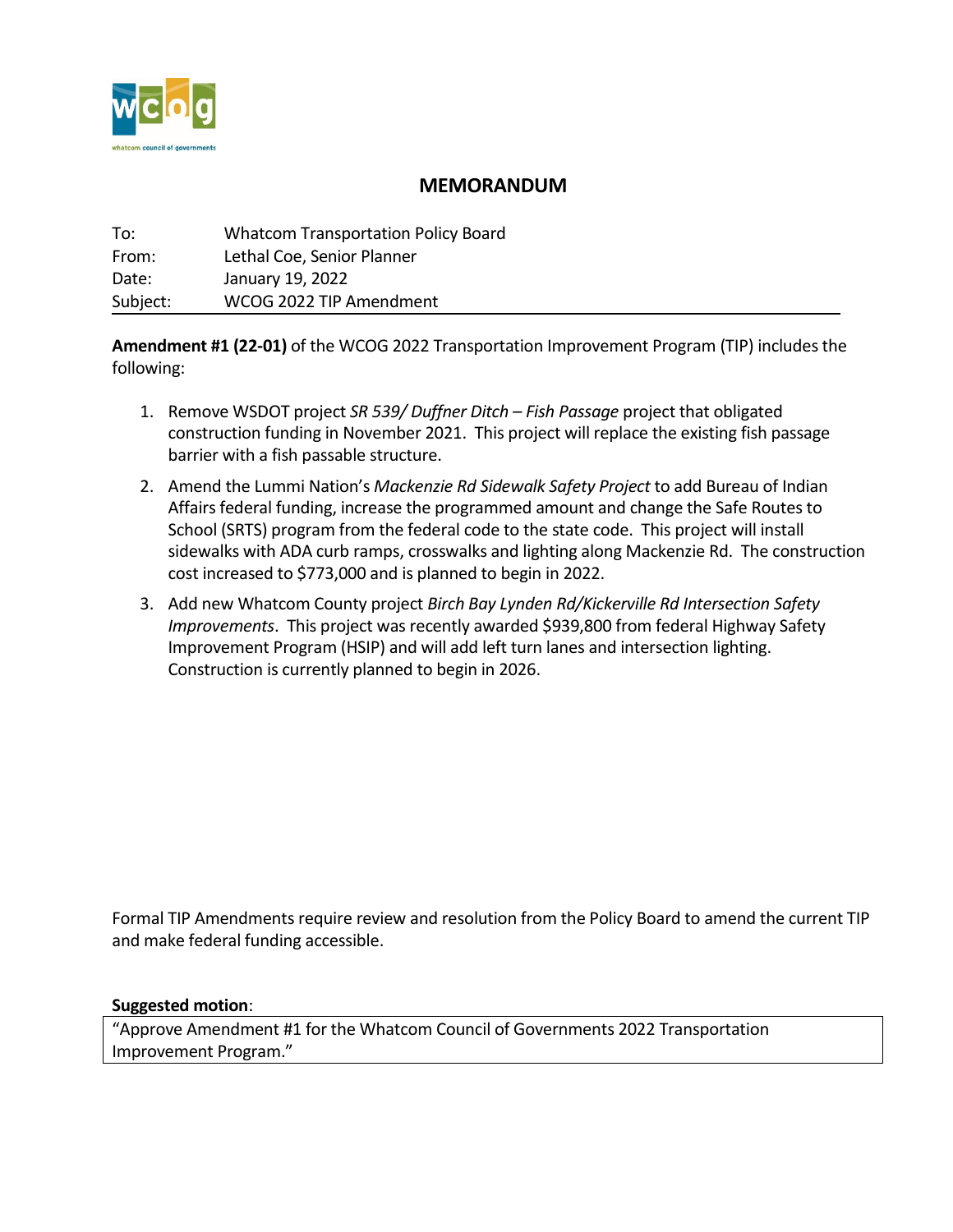# MEMORANDUM

| | |
|---|---|
| To: | Whatcom Transportation Policy Board |
| From: | Lethal Coe, Senior Planner |
| Date: | January 19, 2022 |
| Subject: | WCOG 2022 TIP Amendment |

**Amendment #1 (22-01)** of the WCOG 2022 Transportation Improvement Program (TIP) includes the following:

1. Remove WSDOT project *SR 539/ Duffner Ditch – Fish Passage* project that obligated construction funding in November 2021. This project will replace the existing fish passage barrier with a fish passable structure.
2. Amend the Lummi Nation's *Mackenzie Rd Sidewalk Safety Project* to add Bureau of Indian Affairs federal funding, increase the programmed amount and change the Safe Routes to School (SRTS) program from the federal code to the state code. This project will install sidewalks with ADA curb ramps, crosswalks and lighting along Mackenzie Rd. The construction cost increased to $773,000 and is planned to begin in 2022.
3. Add new Whatcom County project *Birch Bay Lynden Rd/Kickerville Rd Intersection Safety Improvements*. This project was recently awarded $939,800 from federal Highway Safety Improvement Program (HSIP) and will add left turn lanes and intersection lighting. Construction is currently planned to begin in 2026.

Formal TIP Amendments require review and resolution from the Policy Board to amend the current TIP and make federal funding accessible.

**Suggested motion**:

"Approve Amendment #1 for the Whatcom Council of Governments 2022 Transportation Improvement Program."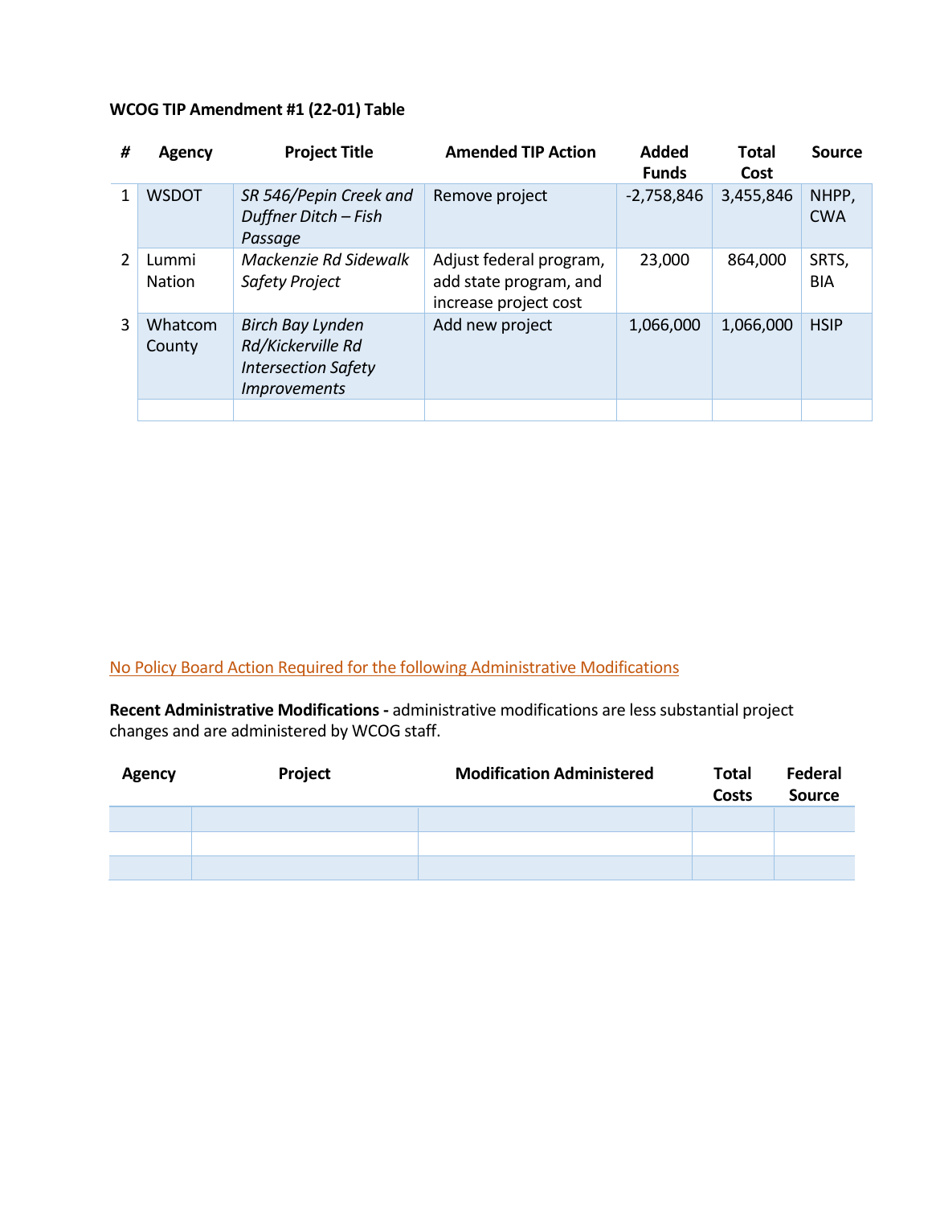**WCOG TIP Amendment #1 (22-01) Table**

| # | Agency | Project Title | Amended TIP Action | Added Funds | Total Cost | Source |
|---|---|---|---|---|---|---|
| 1 | WSDOT | *SR 546/Pepin Creek and Duffner Ditch – Fish Passage* | Remove project | -2,758,846 | 3,455,846 | NHPP, CWA |
| 2 | Lummi Nation | *Mackenzie Rd Sidewalk Safety Project* | Adjust federal program, add state program, and increase project cost | 23,000 | 864,000 | SRTS, BIA |
| 3 | Whatcom County | *Birch Bay Lynden Rd/Kickerville Rd Intersection Safety Improvements* | Add new project | 1,066,000 | 1,066,000 | HSIP |
| | | | | | | |

No Policy Board Action Required for the following Administrative Modifications

**Recent Administrative Modifications -** administrative modifications are less substantial project changes and are administered by WCOG staff.

| Agency | Project | Modification Administered | Total Costs | Federal Source |
|---|---|---|---|---|
| | | | | |
| | | | | |
| | | | | |